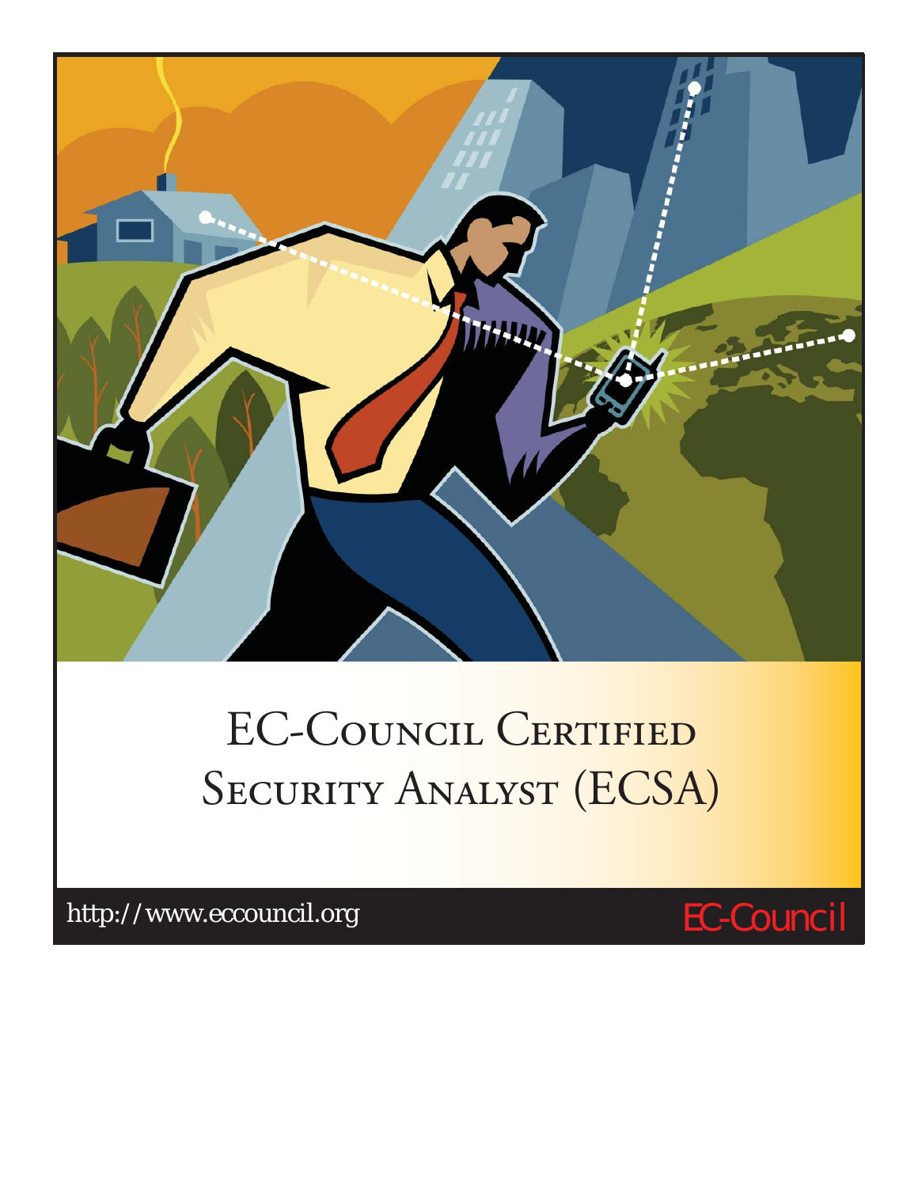# EC-Council Certified Security Analyst (ECSA)

http://www.eccouncil.org

EC-Council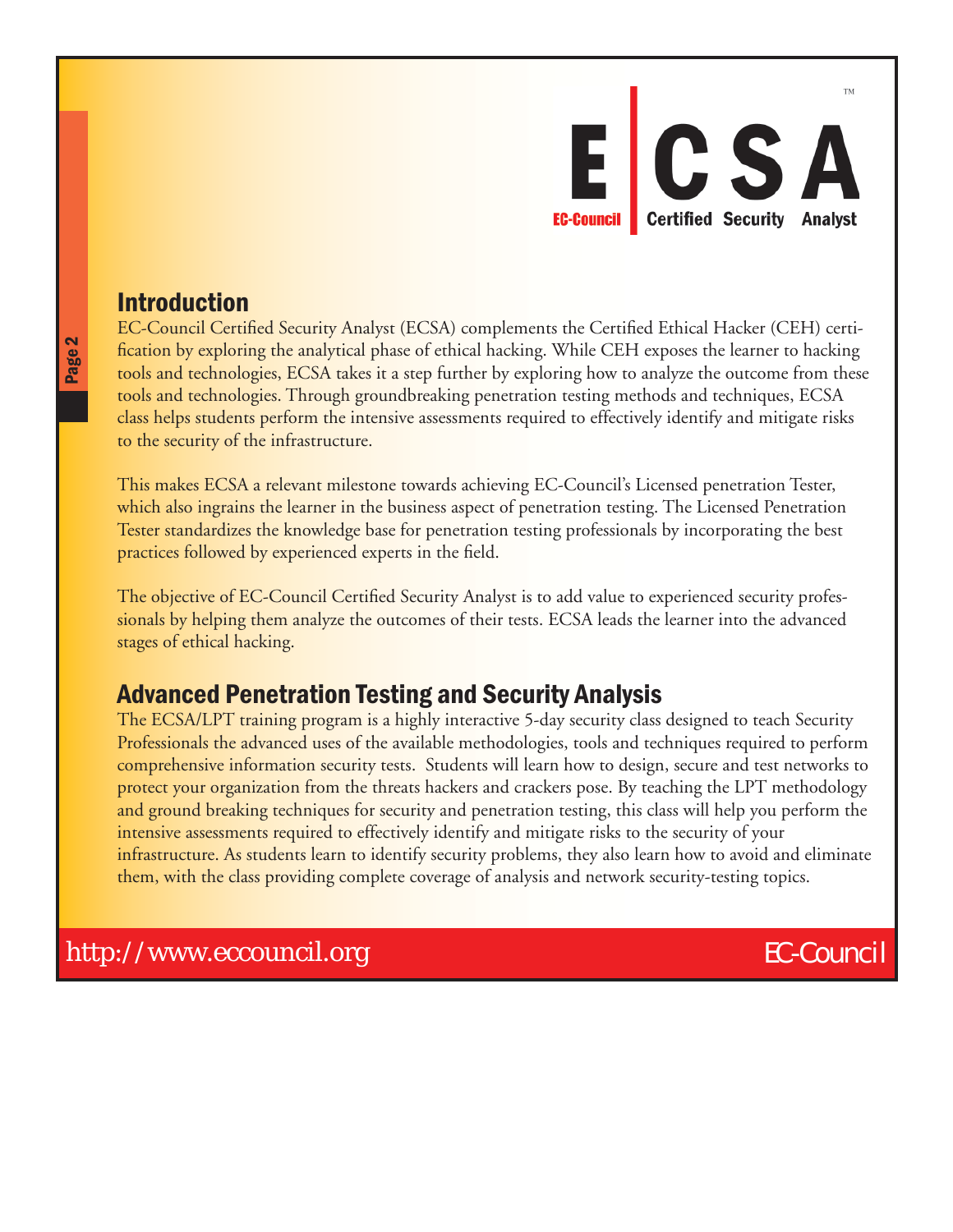# ECSA

EC-Council Certified Security Analyst

## Introduction

EC-Council Certified Security Analyst (ECSA) complements the Certified Ethical Hacker (CEH) certification by exploring the analytical phase of ethical hacking. While CEH exposes the learner to hacking tools and technologies, ECSA takes it a step further by exploring how to analyze the outcome from these tools and technologies. Through groundbreaking penetration testing methods and techniques, ECSA class helps students perform the intensive assessments required to effectively identify and mitigate risks to the security of the infrastructure.

This makes ECSA a relevant milestone towards achieving EC-Council's Licensed penetration Tester, which also ingrains the learner in the business aspect of penetration testing. The Licensed Penetration Tester standardizes the knowledge base for penetration testing professionals by incorporating the best practices followed by experienced experts in the field.

The objective of EC-Council Certified Security Analyst is to add value to experienced security professionals by helping them analyze the outcomes of their tests. ECSA leads the learner into the advanced stages of ethical hacking.

## Advanced Penetration Testing and Security Analysis

The ECSA/LPT training program is a highly interactive 5-day security class designed to teach Security Professionals the advanced uses of the available methodologies, tools and techniques required to perform comprehensive information security tests. Students will learn how to design, secure and test networks to protect your organization from the threats hackers and crackers pose. By teaching the LPT methodology and ground breaking techniques for security and penetration testing, this class will help you perform the intensive assessments required to effectively identify and mitigate risks to the security of your infrastructure. As students learn to identify security problems, they also learn how to avoid and eliminate them, with the class providing complete coverage of analysis and network security-testing topics.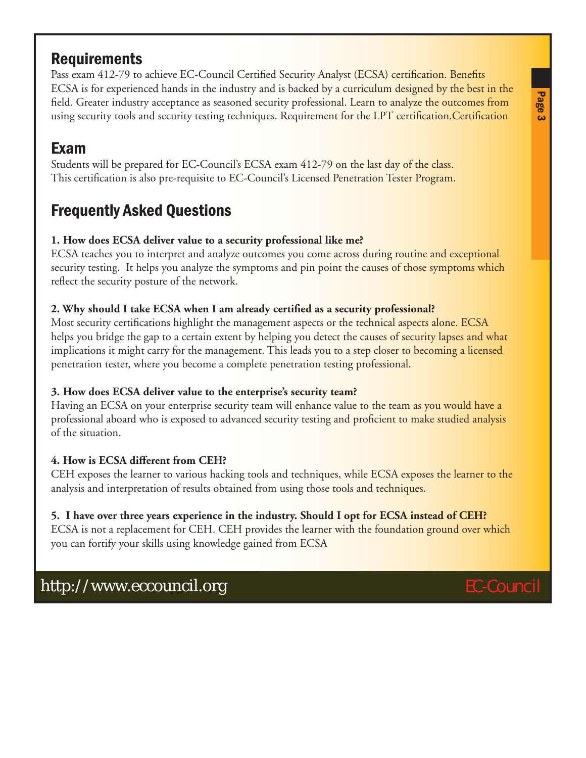## Requirements

Pass exam 412-79 to achieve EC-Council Certified Security Analyst (ECSA) certification. Benefits ECSA is for experienced hands in the industry and is backed by a curriculum designed by the best in the field. Greater industry acceptance as seasoned security professional. Learn to analyze the outcomes from using security tools and security testing techniques. Requirement for the LPT certification.Certification

## Exam

Students will be prepared for EC-Council's ECSA exam 412-79 on the last day of the class.
This certification is also pre-requisite to EC-Council's Licensed Penetration Tester Program.

## Frequently Asked Questions

**1. How does ECSA deliver value to a security professional like me?**
ECSA teaches you to interpret and analyze outcomes you come across during routine and exceptional security testing. It helps you analyze the symptoms and pin point the causes of those symptoms which reflect the security posture of the network.

**2. Why should I take ECSA when I am already certified as a security professional?**
Most security certifications highlight the management aspects or the technical aspects alone. ECSA helps you bridge the gap to a certain extent by helping you detect the causes of security lapses and what implications it might carry for the management. This leads you to a step closer to becoming a licensed penetration tester, where you become a complete penetration testing professional.

**3. How does ECSA deliver value to the enterprise's security team?**
Having an ECSA on your enterprise security team will enhance value to the team as you would have a professional aboard who is exposed to advanced security testing and proficient to make studied analysis of the situation.

**4. How is ECSA different from CEH?**
CEH exposes the learner to various hacking tools and techniques, while ECSA exposes the learner to the analysis and interpretation of results obtained from using those tools and techniques.

**5. I have over three years experience in the industry. Should I opt for ECSA instead of CEH?**
ECSA is not a replacement for CEH. CEH provides the learner with the foundation ground over which you can fortify your skills using knowledge gained from ECSA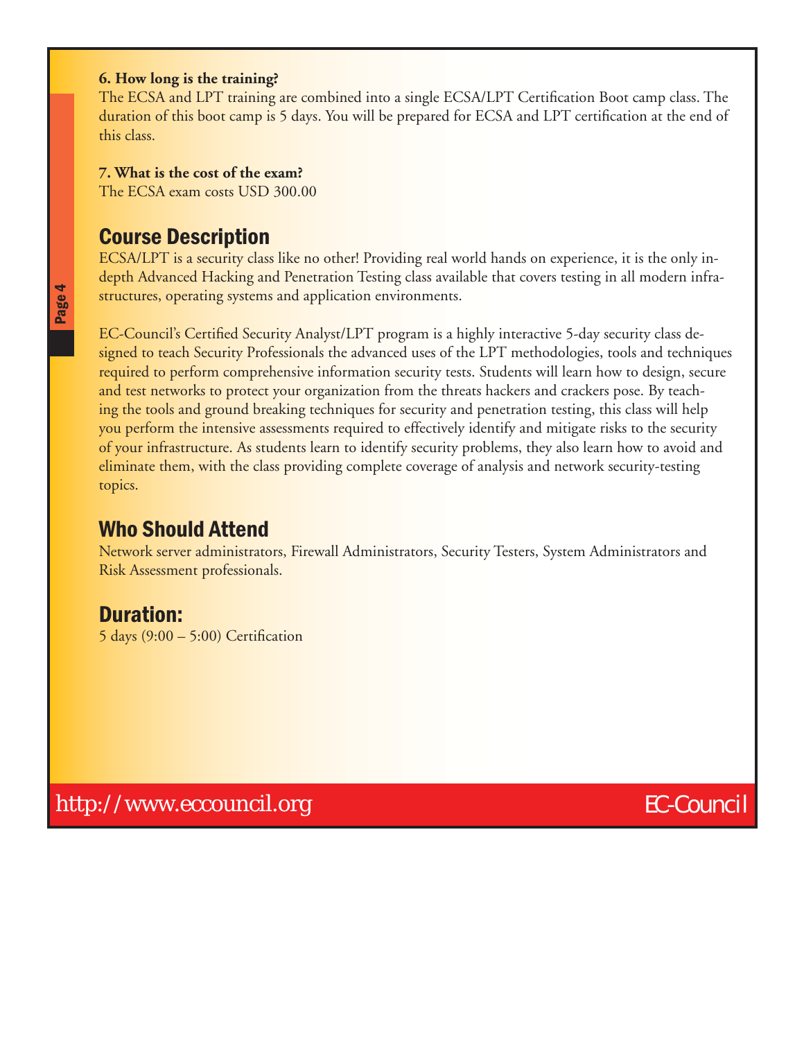**6. How long is the training?**

The ECSA and LPT training are combined into a single ECSA/LPT Certification Boot camp class. The duration of this boot camp is 5 days. You will be prepared for ECSA and LPT certification at the end of this class.

**7. What is the cost of the exam?**

The ECSA exam costs USD 300.00

## Course Description

ECSA/LPT is a security class like no other! Providing real world hands on experience, it is the only in-depth Advanced Hacking and Penetration Testing class available that covers testing in all modern infrastructures, operating systems and application environments.

EC-Council's Certified Security Analyst/LPT program is a highly interactive 5-day security class designed to teach Security Professionals the advanced uses of the LPT methodologies, tools and techniques required to perform comprehensive information security tests. Students will learn how to design, secure and test networks to protect your organization from the threats hackers and crackers pose. By teaching the tools and ground breaking techniques for security and penetration testing, this class will help you perform the intensive assessments required to effectively identify and mitigate risks to the security of your infrastructure. As students learn to identify security problems, they also learn how to avoid and eliminate them, with the class providing complete coverage of analysis and network security-testing topics.

## Who Should Attend

Network server administrators, Firewall Administrators, Security Testers, System Administrators and Risk Assessment professionals.

## Duration:

5 days (9:00 – 5:00) Certification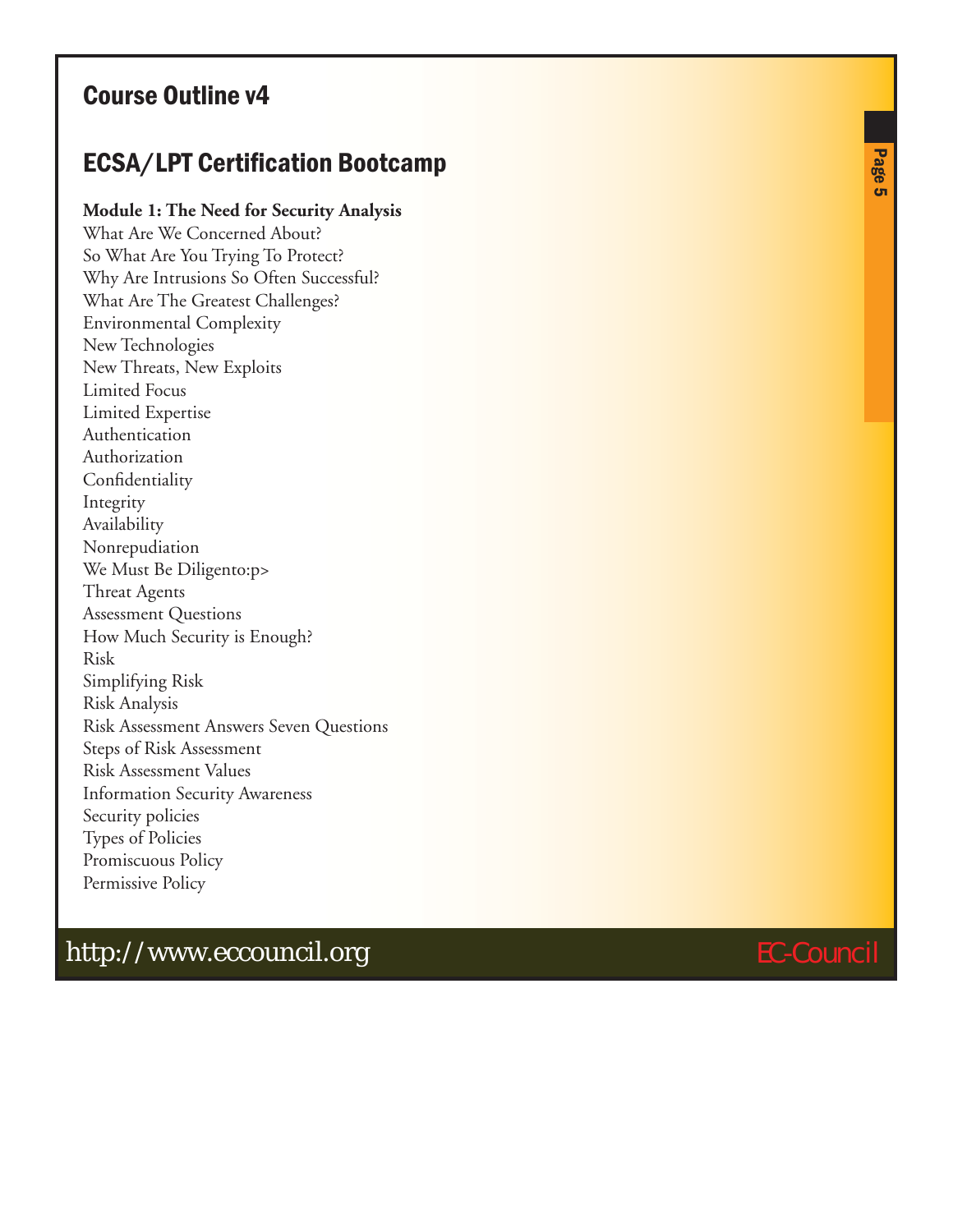## Course Outline v4

## ECSA/LPT Certification Bootcamp

**Module 1: The Need for Security Analysis**

What Are We Concerned About?
So What Are You Trying To Protect?
Why Are Intrusions So Often Successful?
What Are The Greatest Challenges?
Environmental Complexity
New Technologies
New Threats, New Exploits
Limited Focus
Limited Expertise
Authentication
Authorization
Confidentiality
Integrity
Availability
Nonrepudiation
We Must Be Diligento:p>
Threat Agents
Assessment Questions
How Much Security is Enough?
Risk
Simplifying Risk
Risk Analysis
Risk Assessment Answers Seven Questions
Steps of Risk Assessment
Risk Assessment Values
Information Security Awareness
Security policies
Types of Policies
Promiscuous Policy
Permissive Policy

http://www.eccouncil.org EC-Council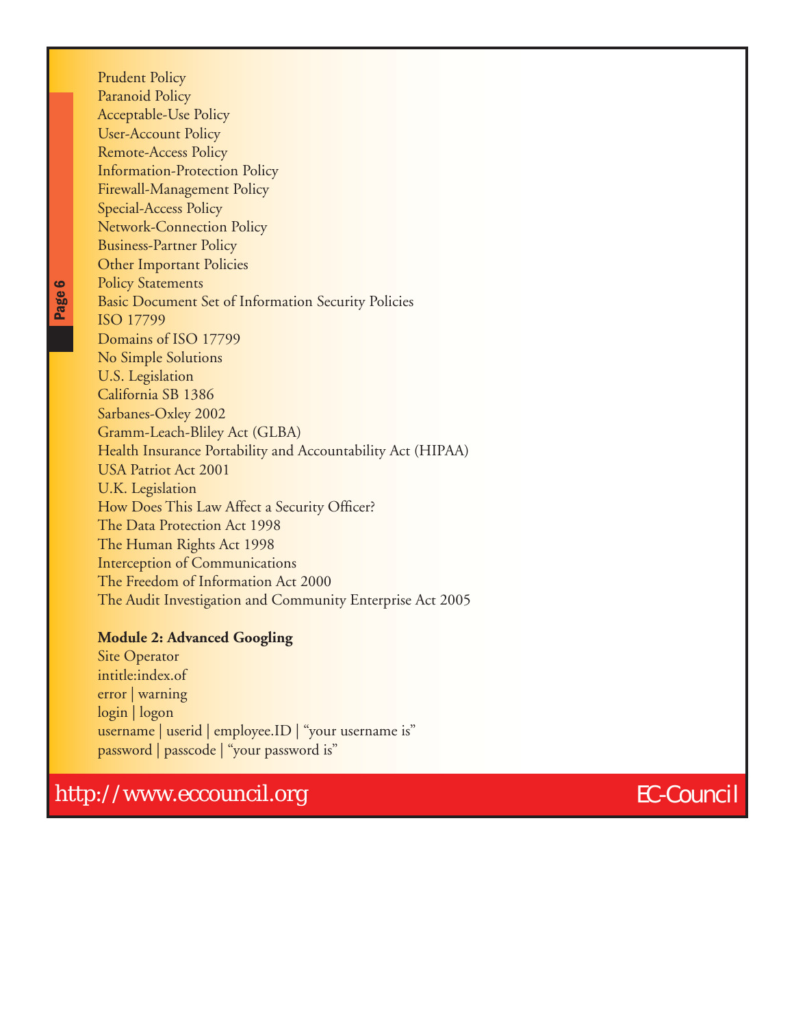Prudent Policy
Paranoid Policy
Acceptable-Use Policy
User-Account Policy
Remote-Access Policy
Information-Protection Policy
Firewall-Management Policy
Special-Access Policy
Network-Connection Policy
Business-Partner Policy
Other Important Policies
Policy Statements
Basic Document Set of Information Security Policies
ISO 17799
Domains of ISO 17799
No Simple Solutions
U.S. Legislation
California SB 1386
Sarbanes-Oxley 2002
Gramm-Leach-Bliley Act (GLBA)
Health Insurance Portability and Accountability Act (HIPAA)
USA Patriot Act 2001
U.K. Legislation
How Does This Law Affect a Security Officer?
The Data Protection Act 1998
The Human Rights Act 1998
Interception of Communications
The Freedom of Information Act 2000
The Audit Investigation and Community Enterprise Act 2005

**Module 2: Advanced Googling**

Site Operator
intitle:index.of
error | warning
login | logon
username | userid | employee.ID | “your username is”
password | passcode | “your password is”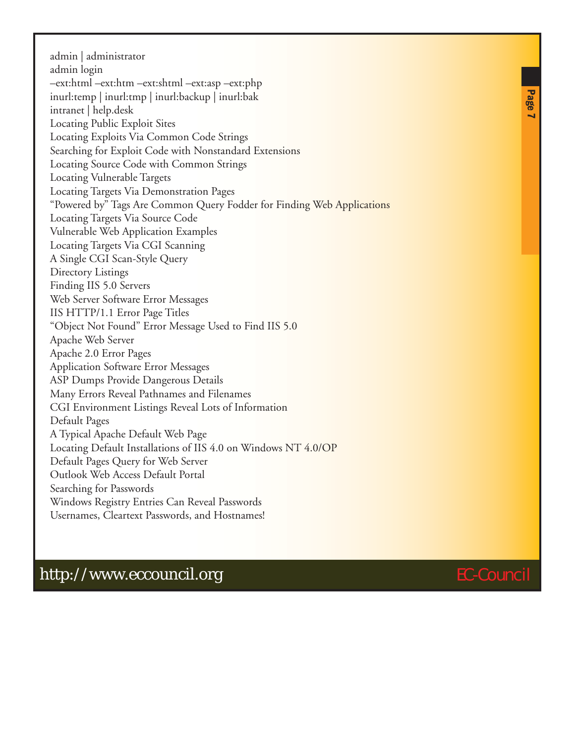admin | administrator
admin login
–ext:html –ext:htm –ext:shtml –ext:asp –ext:php
inurl:temp | inurl:tmp | inurl:backup | inurl:bak
intranet | help.desk
Locating Public Exploit Sites
Locating Exploits Via Common Code Strings
Searching for Exploit Code with Nonstandard Extensions
Locating Source Code with Common Strings
Locating Vulnerable Targets
Locating Targets Via Demonstration Pages
"Powered by" Tags Are Common Query Fodder for Finding Web Applications
Locating Targets Via Source Code
Vulnerable Web Application Examples
Locating Targets Via CGI Scanning
A Single CGI Scan-Style Query
Directory Listings
Finding IIS 5.0 Servers
Web Server Software Error Messages
IIS HTTP/1.1 Error Page Titles
"Object Not Found" Error Message Used to Find IIS 5.0
Apache Web Server
Apache 2.0 Error Pages
Application Software Error Messages
ASP Dumps Provide Dangerous Details
Many Errors Reveal Pathnames and Filenames
CGI Environment Listings Reveal Lots of Information
Default Pages
A Typical Apache Default Web Page
Locating Default Installations of IIS 4.0 on Windows NT 4.0/OP
Default Pages Query for Web Server
Outlook Web Access Default Portal
Searching for Passwords
Windows Registry Entries Can Reveal Passwords
Usernames, Cleartext Passwords, and Hostnames!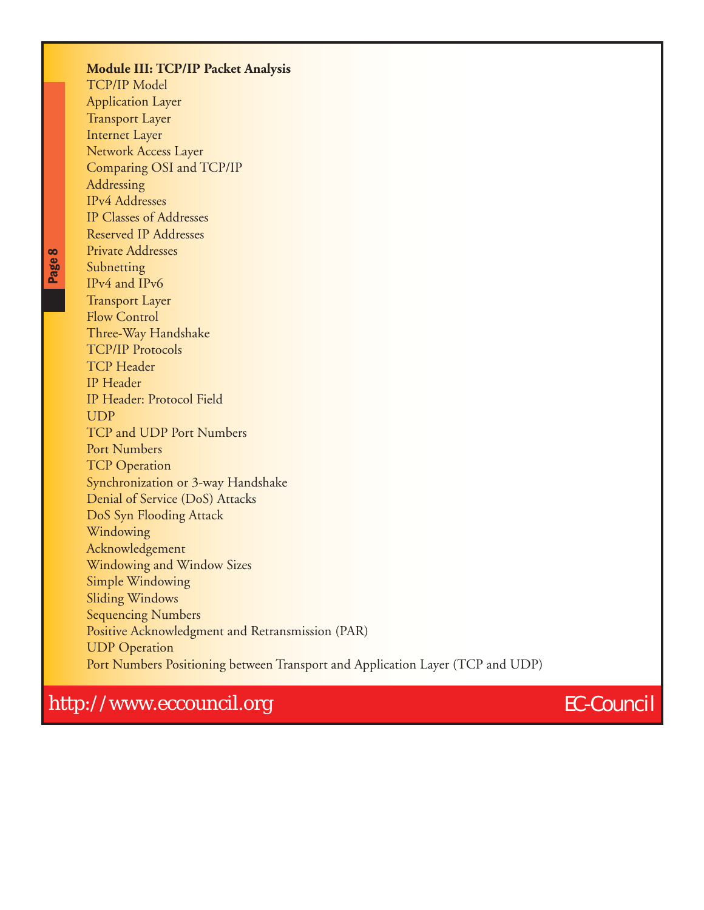**Module III: TCP/IP Packet Analysis**

TCP/IP Model
Application Layer
Transport Layer
Internet Layer
Network Access Layer
Comparing OSI and TCP/IP
Addressing
IPv4 Addresses
IP Classes of Addresses
Reserved IP Addresses
Private Addresses
Subnetting
IPv4 and IPv6
Transport Layer
Flow Control
Three-Way Handshake
TCP/IP Protocols
TCP Header
IP Header
IP Header: Protocol Field
UDP
TCP and UDP Port Numbers
Port Numbers
TCP Operation
Synchronization or 3-way Handshake
Denial of Service (DoS) Attacks
DoS Syn Flooding Attack
Windowing
Acknowledgement
Windowing and Window Sizes
Simple Windowing
Sliding Windows
Sequencing Numbers
Positive Acknowledgment and Retransmission (PAR)
UDP Operation
Port Numbers Positioning between Transport and Application Layer (TCP and UDP)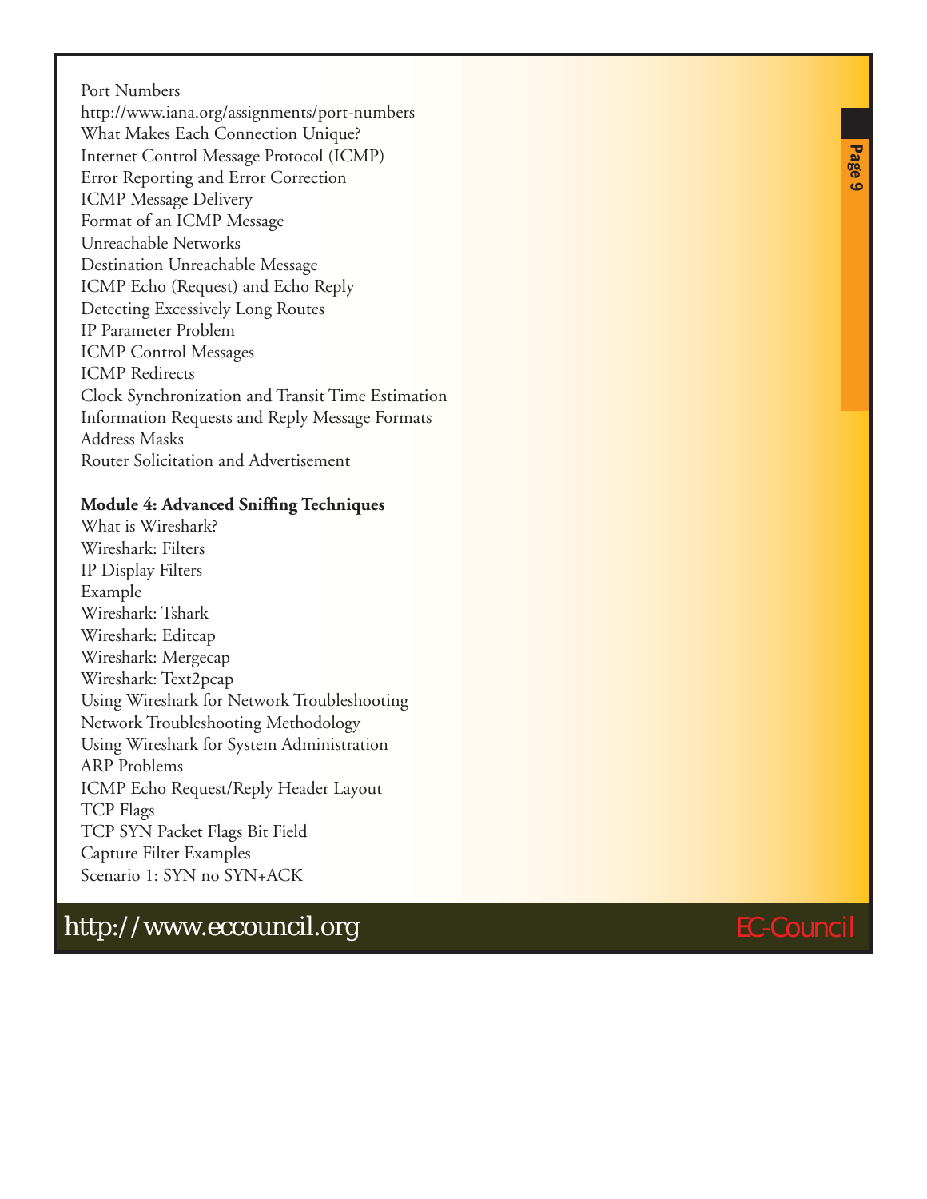Port Numbers
http://www.iana.org/assignments/port-numbers
What Makes Each Connection Unique?
Internet Control Message Protocol (ICMP)
Error Reporting and Error Correction
ICMP Message Delivery
Format of an ICMP Message
Unreachable Networks
Destination Unreachable Message
ICMP Echo (Request) and Echo Reply
Detecting Excessively Long Routes
IP Parameter Problem
ICMP Control Messages
ICMP Redirects
Clock Synchronization and Transit Time Estimation
Information Requests and Reply Message Formats
Address Masks
Router Solicitation and Advertisement

**Module 4: Advanced Sniffing Techniques**
What is Wireshark?
Wireshark: Filters
IP Display Filters
Example
Wireshark: Tshark
Wireshark: Editcap
Wireshark: Mergecap
Wireshark: Text2pcap
Using Wireshark for Network Troubleshooting
Network Troubleshooting Methodology
Using Wireshark for System Administration
ARP Problems
ICMP Echo Request/Reply Header Layout
TCP Flags
TCP SYN Packet Flags Bit Field
Capture Filter Examples
Scenario 1: SYN no SYN+ACK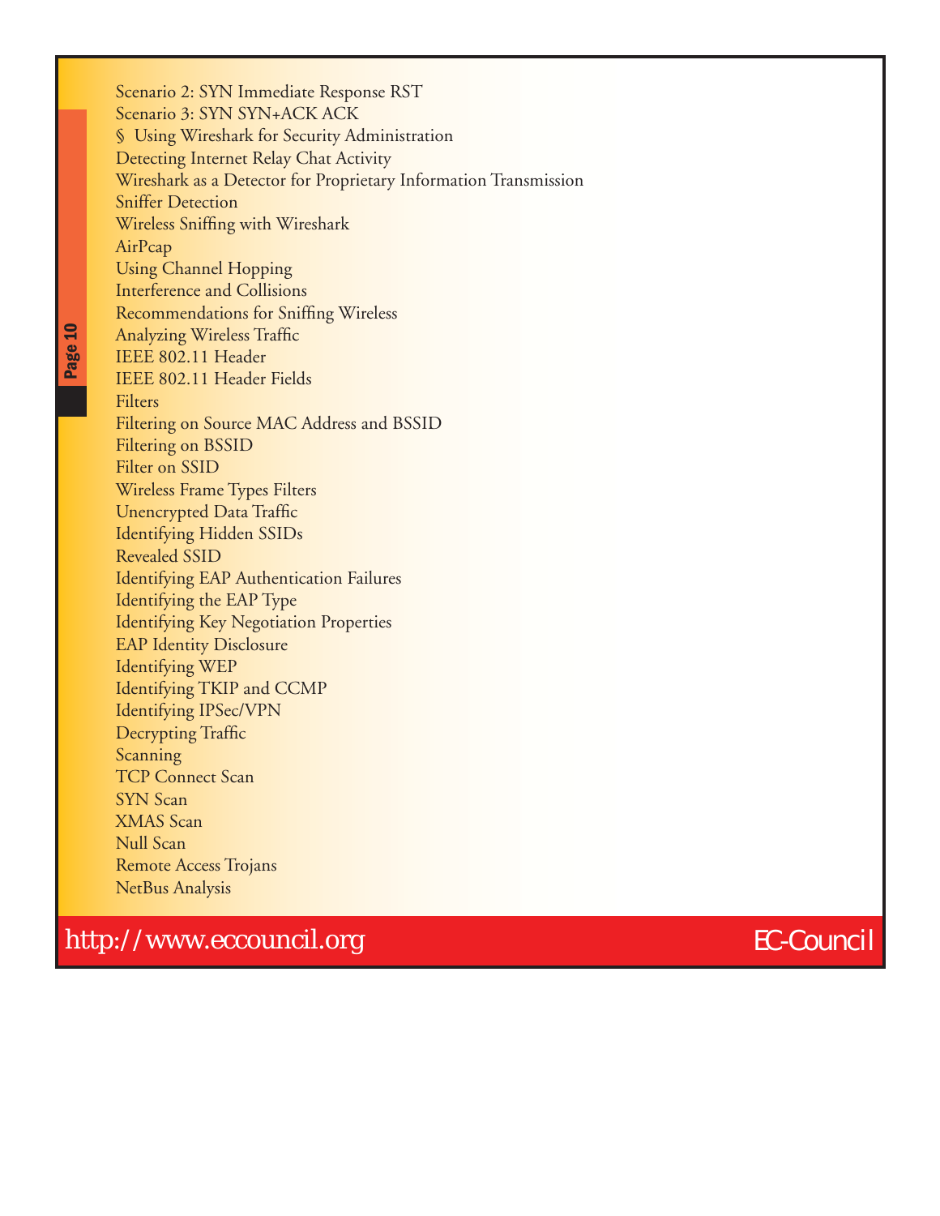Scenario 2: SYN Immediate Response RST
Scenario 3: SYN SYN+ACK ACK
§ Using Wireshark for Security Administration
Detecting Internet Relay Chat Activity
Wireshark as a Detector for Proprietary Information Transmission
Sniffer Detection
Wireless Sniffing with Wireshark
AirPcap
Using Channel Hopping
Interference and Collisions
Recommendations for Sniffing Wireless
Analyzing Wireless Traffic
IEEE 802.11 Header
IEEE 802.11 Header Fields
Filters
Filtering on Source MAC Address and BSSID
Filtering on BSSID
Filter on SSID
Wireless Frame Types Filters
Unencrypted Data Traffic
Identifying Hidden SSIDs
Revealed SSID
Identifying EAP Authentication Failures
Identifying the EAP Type
Identifying Key Negotiation Properties
EAP Identity Disclosure
Identifying WEP
Identifying TKIP and CCMP
Identifying IPSec/VPN
Decrypting Traffic
Scanning
TCP Connect Scan
SYN Scan
XMAS Scan
Null Scan
Remote Access Trojans
NetBus Analysis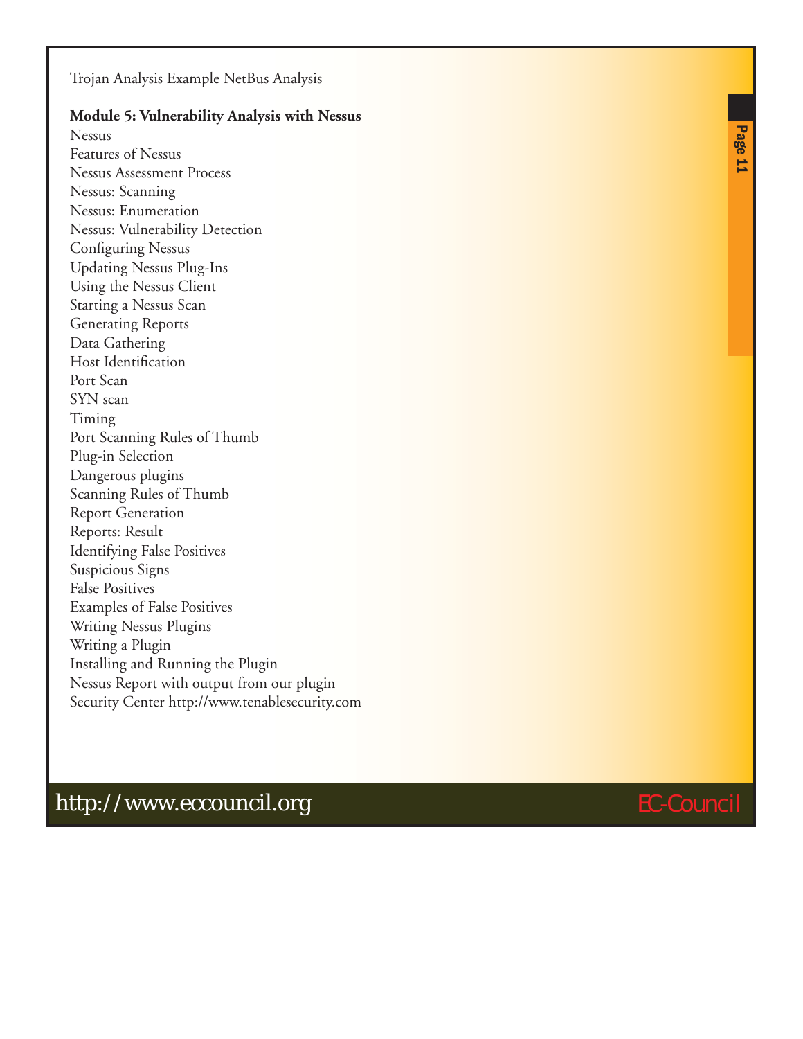Trojan Analysis Example NetBus Analysis

**Module 5: Vulnerability Analysis with Nessus**

Nessus
Features of Nessus
Nessus Assessment Process
Nessus: Scanning
Nessus: Enumeration
Nessus: Vulnerability Detection
Configuring Nessus
Updating Nessus Plug-Ins
Using the Nessus Client
Starting a Nessus Scan
Generating Reports
Data Gathering
Host Identification
Port Scan
SYN scan
Timing
Port Scanning Rules of Thumb
Plug-in Selection
Dangerous plugins
Scanning Rules of Thumb
Report Generation
Reports: Result
Identifying False Positives
Suspicious Signs
False Positives
Examples of False Positives
Writing Nessus Plugins
Writing a Plugin
Installing and Running the Plugin
Nessus Report with output from our plugin
Security Center http://www.tenablesecurity.com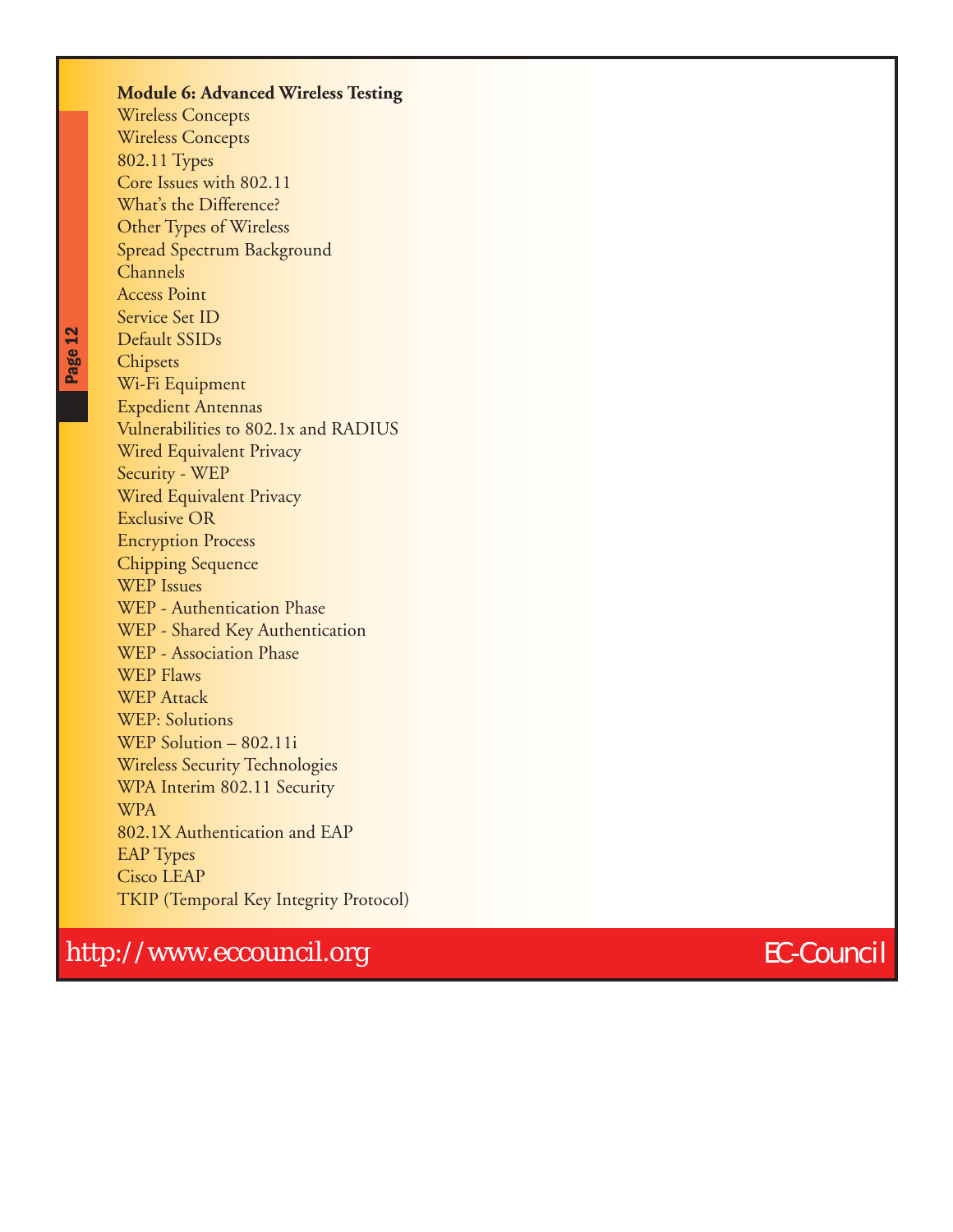**Module 6: Advanced Wireless Testing**

Wireless Concepts
Wireless Concepts
802.11 Types
Core Issues with 802.11
What's the Difference?
Other Types of Wireless
Spread Spectrum Background
Channels
Access Point
Service Set ID
Default SSIDs
Chipsets
Wi-Fi Equipment
Expedient Antennas
Vulnerabilities to 802.1x and RADIUS
Wired Equivalent Privacy
Security - WEP
Wired Equivalent Privacy
Exclusive OR
Encryption Process
Chipping Sequence
WEP Issues
WEP - Authentication Phase
WEP - Shared Key Authentication
WEP - Association Phase
WEP Flaws
WEP Attack
WEP: Solutions
WEP Solution – 802.11i
Wireless Security Technologies
WPA Interim 802.11 Security
WPA
802.1X Authentication and EAP
EAP Types
Cisco LEAP
TKIP (Temporal Key Integrity Protocol)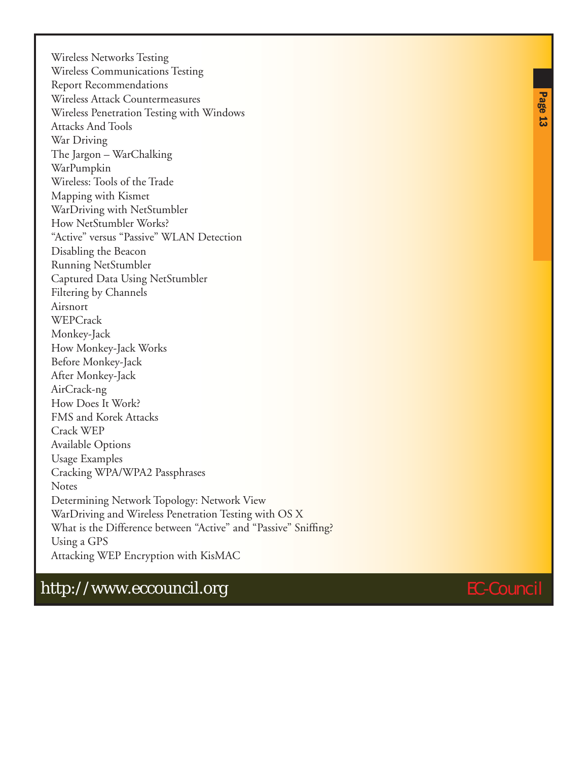Wireless Networks Testing
Wireless Communications Testing
Report Recommendations
Wireless Attack Countermeasures
Wireless Penetration Testing with Windows
Attacks And Tools
War Driving
The Jargon – WarChalking
WarPumpkin
Wireless: Tools of the Trade
Mapping with Kismet
WarDriving with NetStumbler
How NetStumbler Works?
"Active" versus "Passive" WLAN Detection
Disabling the Beacon
Running NetStumbler
Captured Data Using NetStumbler
Filtering by Channels
Airsnort
WEPCrack
Monkey-Jack
How Monkey-Jack Works
Before Monkey-Jack
After Monkey-Jack
AirCrack-ng
How Does It Work?
FMS and Korek Attacks
Crack WEP
Available Options
Usage Examples
Cracking WPA/WPA2 Passphrases
Notes
Determining Network Topology: Network View
WarDriving and Wireless Penetration Testing with OS X
What is the Difference between "Active" and "Passive" Sniffing?
Using a GPS
Attacking WEP Encryption with KisMAC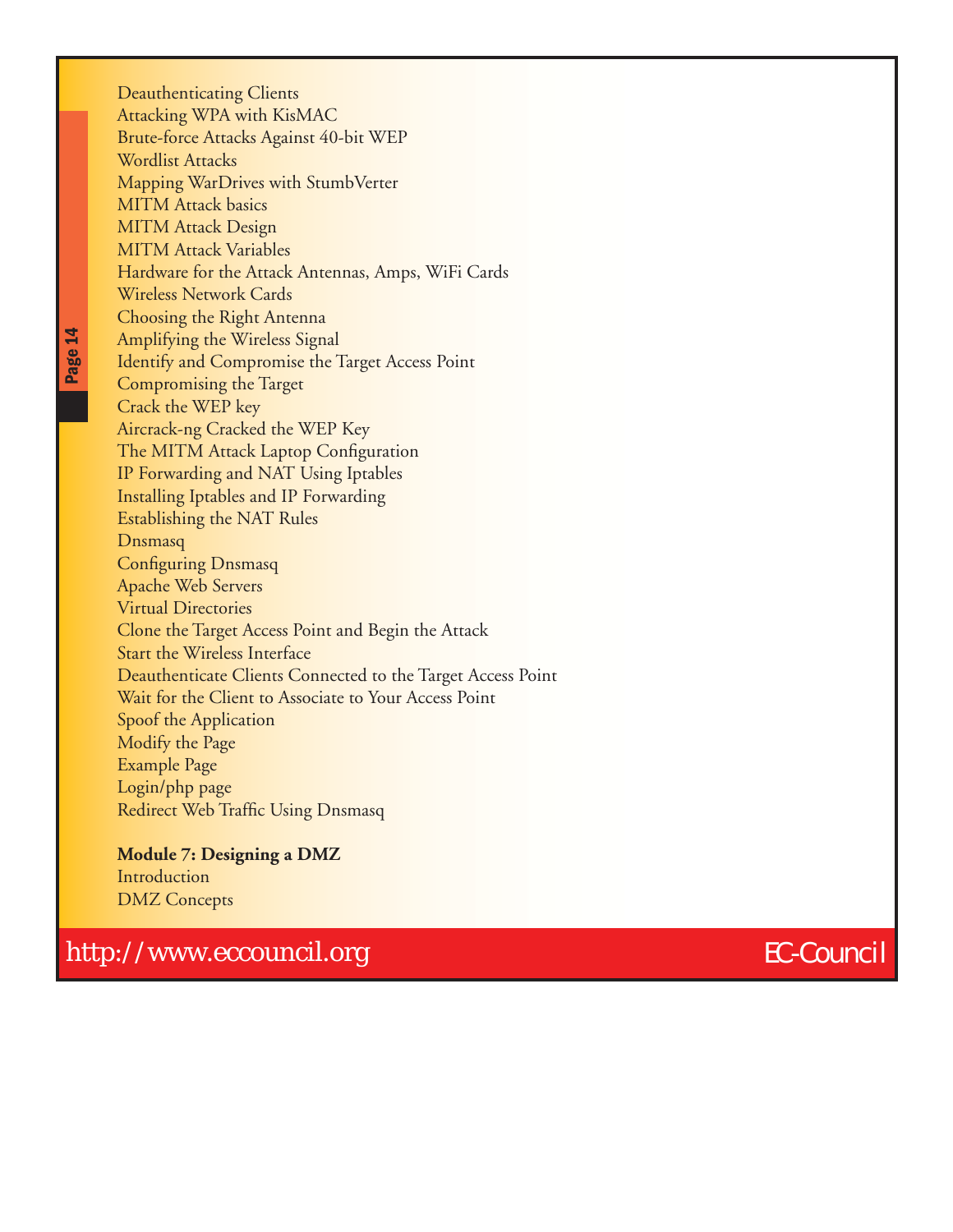Deauthenticating Clients
Attacking WPA with KisMAC
Brute-force Attacks Against 40-bit WEP
Wordlist Attacks
Mapping WarDrives with StumbVerter
MITM Attack basics
MITM Attack Design
MITM Attack Variables
Hardware for the Attack Antennas, Amps, WiFi Cards
Wireless Network Cards
Choosing the Right Antenna
Amplifying the Wireless Signal
Identify and Compromise the Target Access Point
Compromising the Target
Crack the WEP key
Aircrack-ng Cracked the WEP Key
The MITM Attack Laptop Configuration
IP Forwarding and NAT Using Iptables
Installing Iptables and IP Forwarding
Establishing the NAT Rules
Dnsmasq
Configuring Dnsmasq
Apache Web Servers
Virtual Directories
Clone the Target Access Point and Begin the Attack
Start the Wireless Interface
Deauthenticate Clients Connected to the Target Access Point
Wait for the Client to Associate to Your Access Point
Spoof the Application
Modify the Page
Example Page
Login/php page
Redirect Web Traffic Using Dnsmasq

**Module 7: Designing a DMZ**
Introduction
DMZ Concepts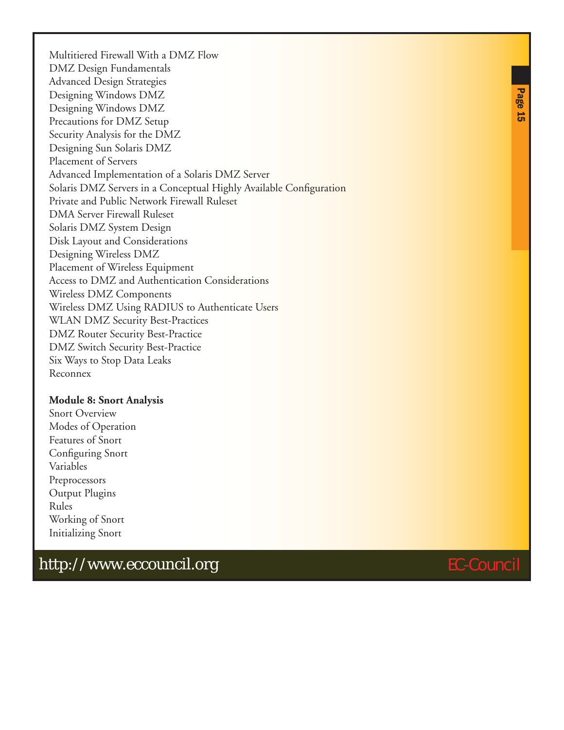Multitiered Firewall With a DMZ Flow
DMZ Design Fundamentals
Advanced Design Strategies
Designing Windows DMZ
Designing Windows DMZ
Precautions for DMZ Setup
Security Analysis for the DMZ
Designing Sun Solaris DMZ
Placement of Servers
Advanced Implementation of a Solaris DMZ Server
Solaris DMZ Servers in a Conceptual Highly Available Configuration
Private and Public Network Firewall Ruleset
DMA Server Firewall Ruleset
Solaris DMZ System Design
Disk Layout and Considerations
Designing Wireless DMZ
Placement of Wireless Equipment
Access to DMZ and Authentication Considerations
Wireless DMZ Components
Wireless DMZ Using RADIUS to Authenticate Users
WLAN DMZ Security Best-Practices
DMZ Router Security Best-Practice
DMZ Switch Security Best-Practice
Six Ways to Stop Data Leaks
Reconnex

**Module 8: Snort Analysis**
Snort Overview
Modes of Operation
Features of Snort
Configuring Snort
Variables
Preprocessors
Output Plugins
Rules
Working of Snort
Initializing Snort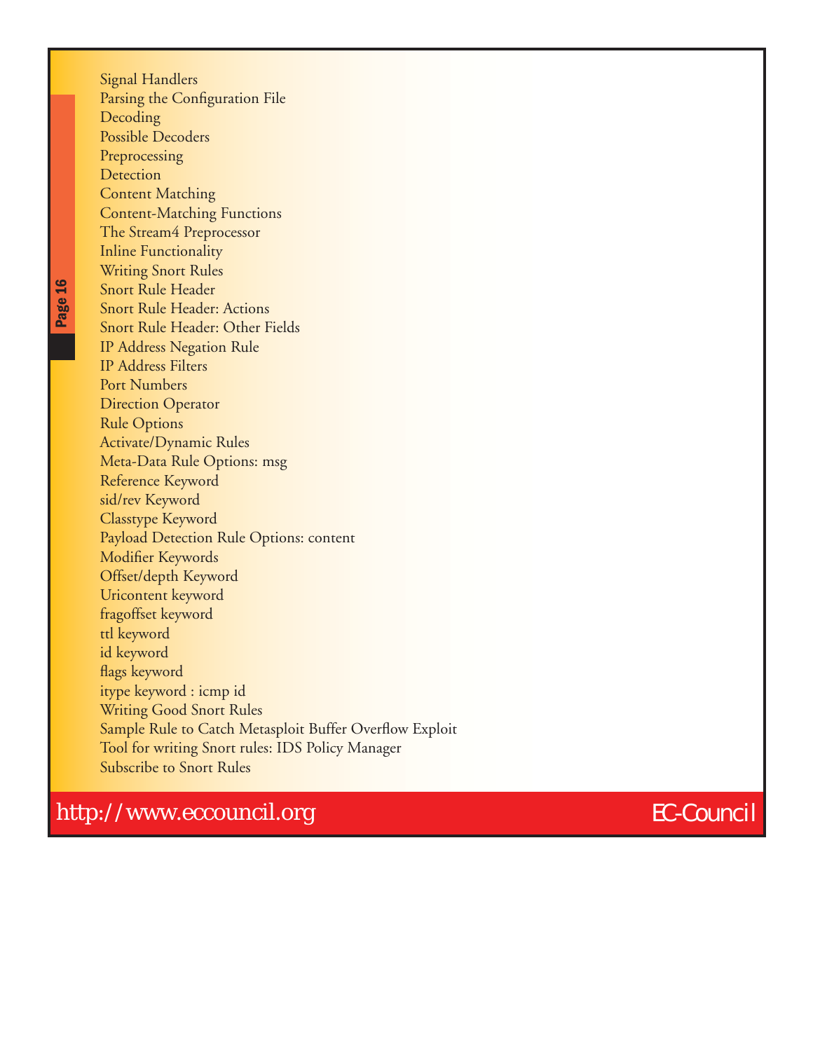Signal Handlers
Parsing the Configuration File
Decoding
Possible Decoders
Preprocessing
Detection
Content Matching
Content-Matching Functions
The Stream4 Preprocessor
Inline Functionality
Writing Snort Rules
Snort Rule Header
Snort Rule Header: Actions
Snort Rule Header: Other Fields
IP Address Negation Rule
IP Address Filters
Port Numbers
Direction Operator
Rule Options
Activate/Dynamic Rules
Meta-Data Rule Options: msg
Reference Keyword
sid/rev Keyword
Classtype Keyword
Payload Detection Rule Options: content
Modifier Keywords
Offset/depth Keyword
Uricontent keyword
fragoffset keyword
ttl keyword
id keyword
flags keyword
itype keyword : icmp id
Writing Good Snort Rules
Sample Rule to Catch Metasploit Buffer Overflow Exploit
Tool for writing Snort rules: IDS Policy Manager
Subscribe to Snort Rules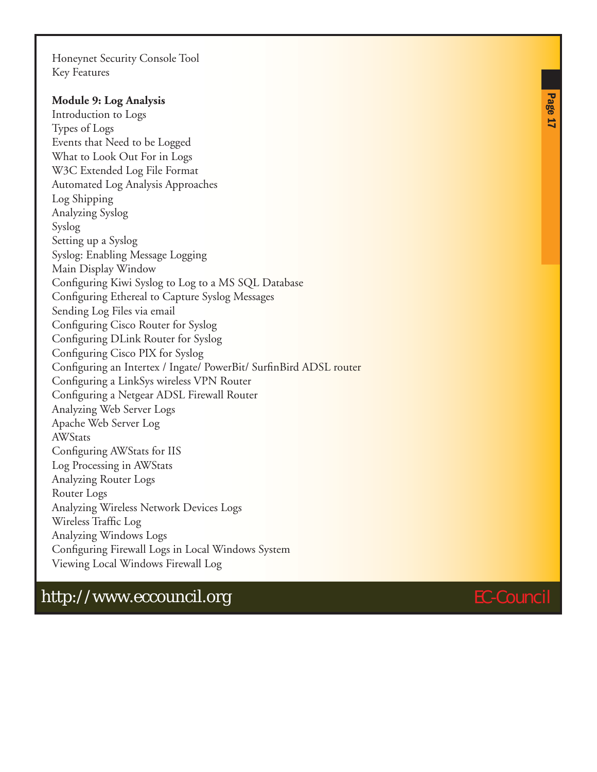Honeynet Security Console Tool
Key Features

**Module 9: Log Analysis**

Introduction to Logs
Types of Logs
Events that Need to be Logged
What to Look Out For in Logs
W3C Extended Log File Format
Automated Log Analysis Approaches
Log Shipping
Analyzing Syslog
Syslog
Setting up a Syslog
Syslog: Enabling Message Logging
Main Display Window
Configuring Kiwi Syslog to Log to a MS SQL Database
Configuring Ethereal to Capture Syslog Messages
Sending Log Files via email
Configuring Cisco Router for Syslog
Configuring DLink Router for Syslog
Configuring Cisco PIX for Syslog
Configuring an Intertex / Ingate/ PowerBit/ SurfinBird ADSL router
Configuring a LinkSys wireless VPN Router
Configuring a Netgear ADSL Firewall Router
Analyzing Web Server Logs
Apache Web Server Log
AWStats
Configuring AWStats for IIS
Log Processing in AWStats
Analyzing Router Logs
Router Logs
Analyzing Wireless Network Devices Logs
Wireless Traffic Log
Analyzing Windows Logs
Configuring Firewall Logs in Local Windows System
Viewing Local Windows Firewall Log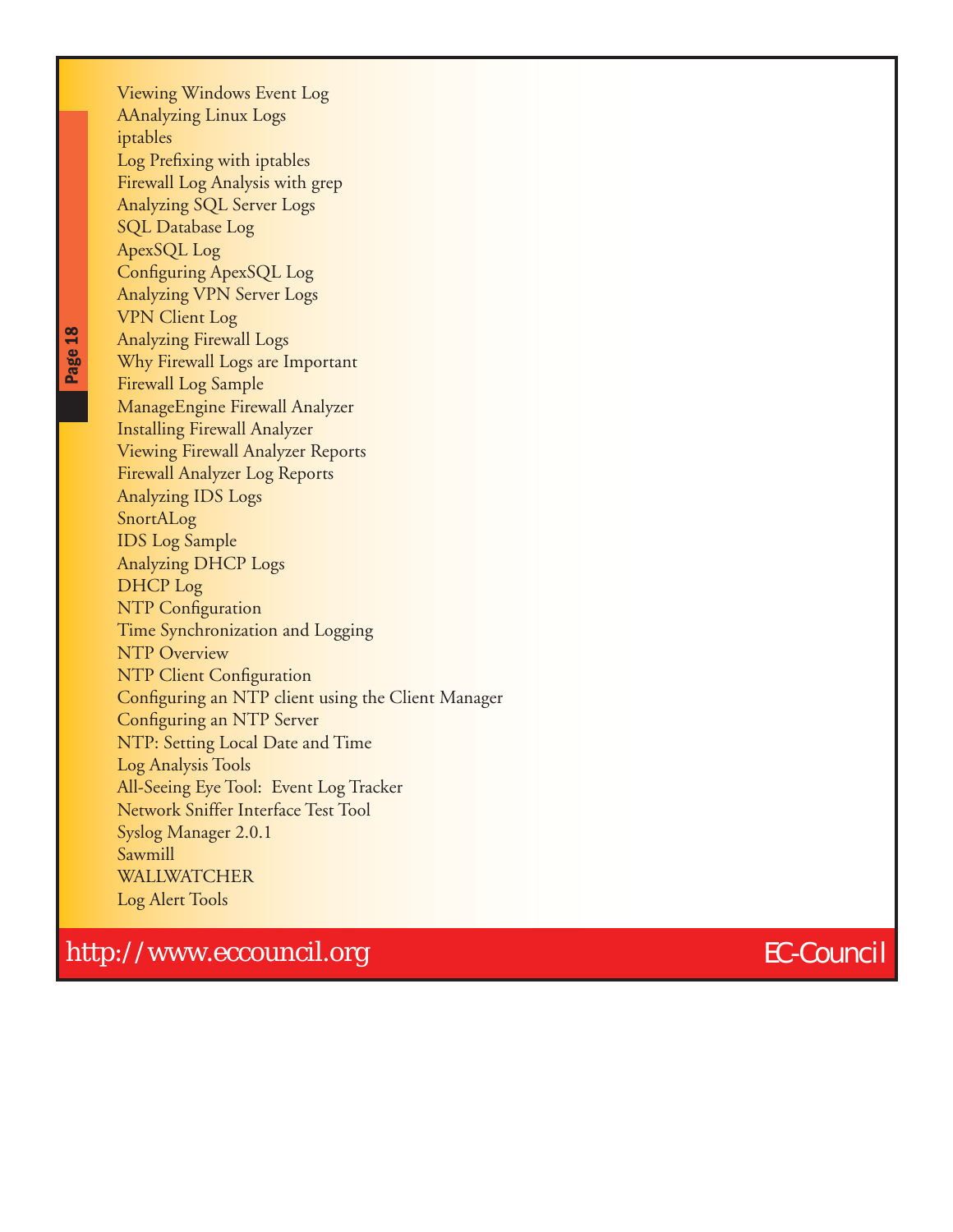Viewing Windows Event Log
AAnalyzing Linux Logs
iptables
Log Prefixing with iptables
Firewall Log Analysis with grep
Analyzing SQL Server Logs
SQL Database Log
ApexSQL Log
Configuring ApexSQL Log
Analyzing VPN Server Logs
VPN Client Log
Analyzing Firewall Logs
Why Firewall Logs are Important
Firewall Log Sample
ManageEngine Firewall Analyzer
Installing Firewall Analyzer
Viewing Firewall Analyzer Reports
Firewall Analyzer Log Reports
Analyzing IDS Logs
SnortALog
IDS Log Sample
Analyzing DHCP Logs
DHCP Log
NTP Configuration
Time Synchronization and Logging
NTP Overview
NTP Client Configuration
Configuring an NTP client using the Client Manager
Configuring an NTP Server
NTP: Setting Local Date and Time
Log Analysis Tools
All-Seeing Eye Tool: Event Log Tracker
Network Sniffer Interface Test Tool
Syslog Manager 2.0.1
Sawmill
WALLWATCHER
Log Alert Tools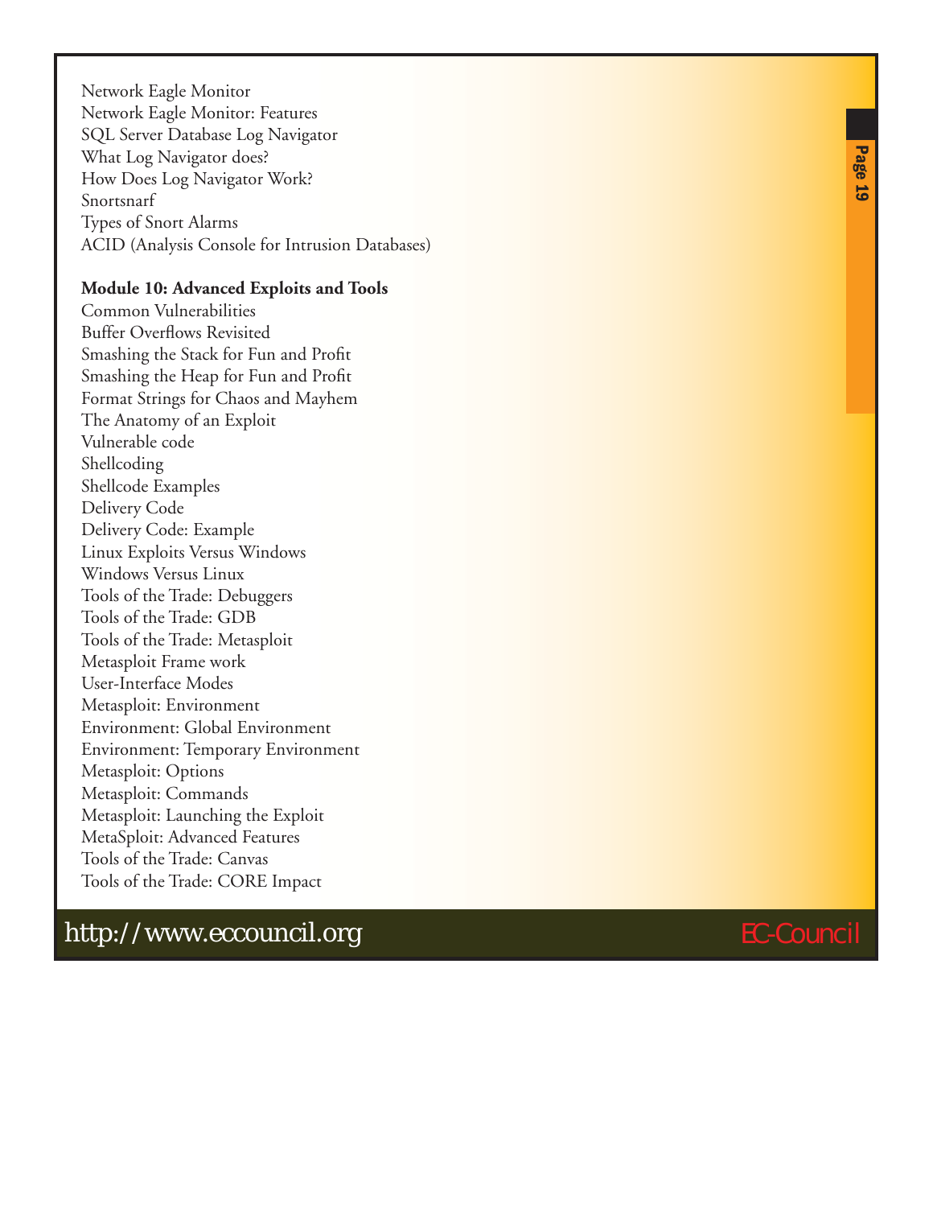Network Eagle Monitor
Network Eagle Monitor: Features
SQL Server Database Log Navigator
What Log Navigator does?
How Does Log Navigator Work?
Snortsnarf
Types of Snort Alarms
ACID (Analysis Console for Intrusion Databases)

**Module 10: Advanced Exploits and Tools**

Common Vulnerabilities
Buffer Overflows Revisited
Smashing the Stack for Fun and Profit
Smashing the Heap for Fun and Profit
Format Strings for Chaos and Mayhem
The Anatomy of an Exploit
Vulnerable code
Shellcoding
Shellcode Examples
Delivery Code
Delivery Code: Example
Linux Exploits Versus Windows
Windows Versus Linux
Tools of the Trade: Debuggers
Tools of the Trade: GDB
Tools of the Trade: Metasploit
Metasploit Frame work
User-Interface Modes
Metasploit: Environment
Environment: Global Environment
Environment: Temporary Environment
Metasploit: Options
Metasploit: Commands
Metasploit: Launching the Exploit
MetaSploit: Advanced Features
Tools of the Trade: Canvas
Tools of the Trade: CORE Impact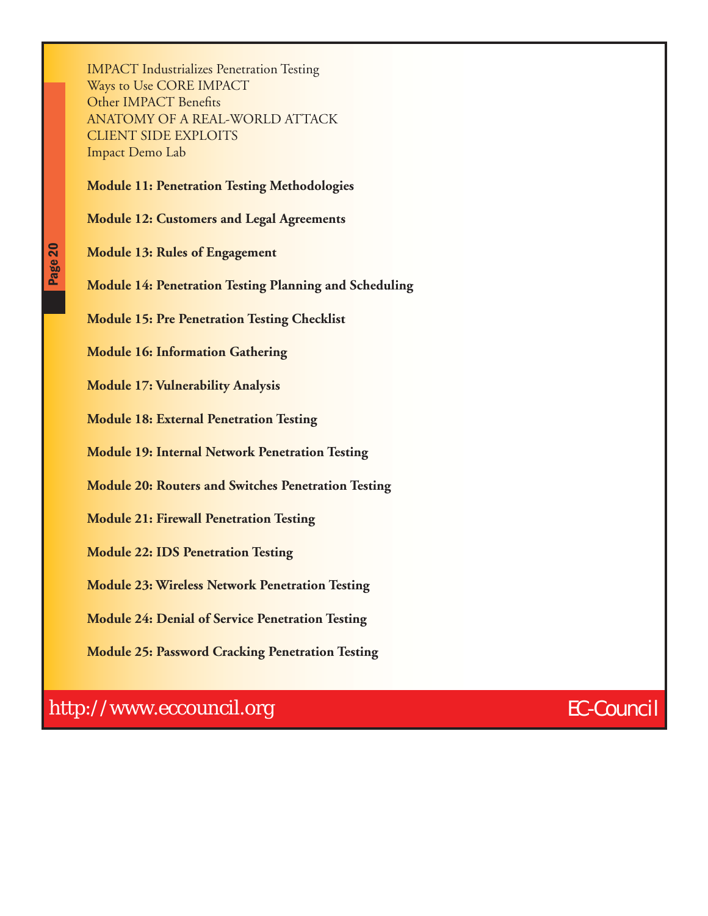IMPACT Industrializes Penetration Testing
Ways to Use CORE IMPACT
Other IMPACT Benefits
ANATOMY OF A REAL-WORLD ATTACK
CLIENT SIDE EXPLOITS
Impact Demo Lab

**Module 11: Penetration Testing Methodologies**

**Module 12: Customers and Legal Agreements**

**Module 13: Rules of Engagement**

**Module 14: Penetration Testing Planning and Scheduling**

**Module 15: Pre Penetration Testing Checklist**

**Module 16: Information Gathering**

**Module 17: Vulnerability Analysis**

**Module 18: External Penetration Testing**

**Module 19: Internal Network Penetration Testing**

**Module 20: Routers and Switches Penetration Testing**

**Module 21: Firewall Penetration Testing**

**Module 22: IDS Penetration Testing**

**Module 23: Wireless Network Penetration Testing**

**Module 24: Denial of Service Penetration Testing**

**Module 25: Password Cracking Penetration Testing**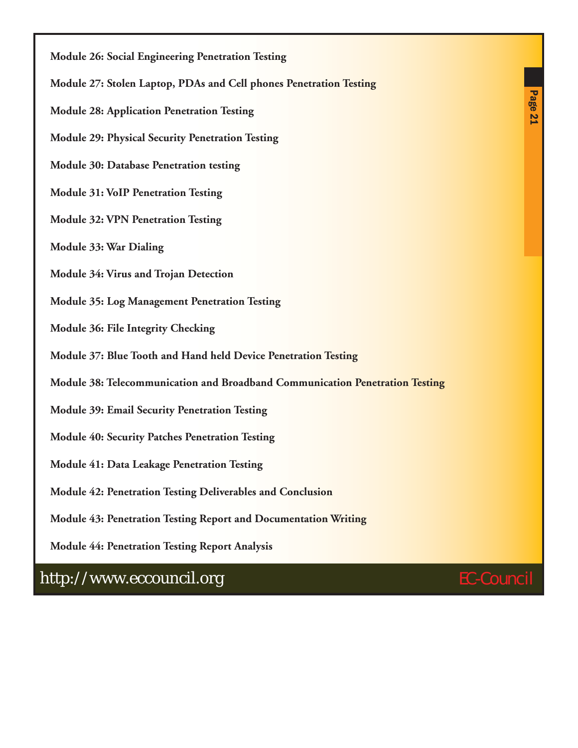**Module 26: Social Engineering Penetration Testing**

**Module 27: Stolen Laptop, PDAs and Cell phones Penetration Testing**

**Module 28: Application Penetration Testing**

**Module 29: Physical Security Penetration Testing**

**Module 30: Database Penetration testing**

**Module 31: VoIP Penetration Testing**

**Module 32: VPN Penetration Testing**

**Module 33: War Dialing**

**Module 34: Virus and Trojan Detection**

**Module 35: Log Management Penetration Testing**

**Module 36: File Integrity Checking**

**Module 37: Blue Tooth and Hand held Device Penetration Testing**

**Module 38: Telecommunication and Broadband Communication Penetration Testing**

**Module 39: Email Security Penetration Testing**

**Module 40: Security Patches Penetration Testing**

**Module 41: Data Leakage Penetration Testing**

**Module 42: Penetration Testing Deliverables and Conclusion**

**Module 43: Penetration Testing Report and Documentation Writing**

**Module 44: Penetration Testing Report Analysis**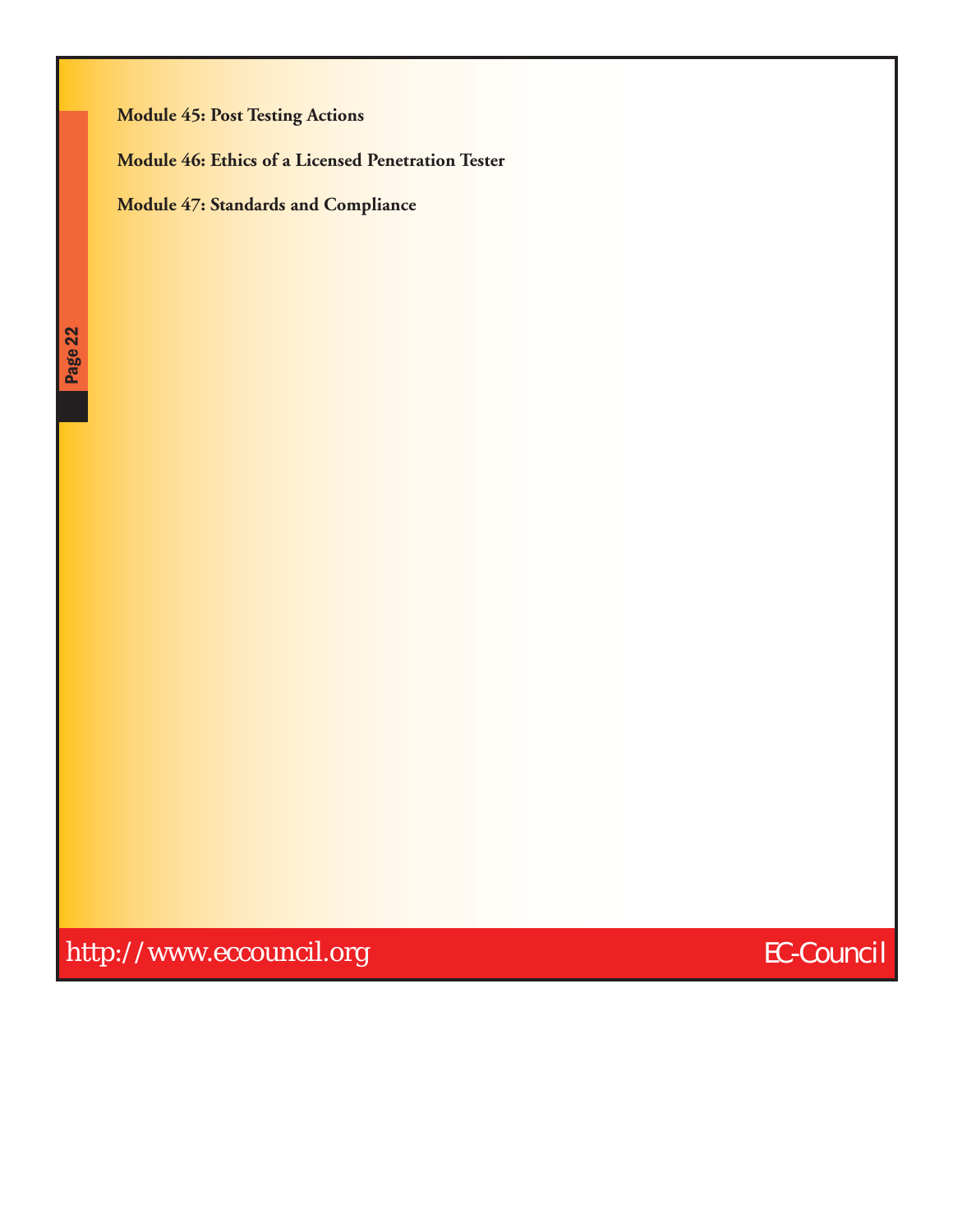**Module 45: Post Testing Actions**

**Module 46: Ethics of a Licensed Penetration Tester**

**Module 47: Standards and Compliance**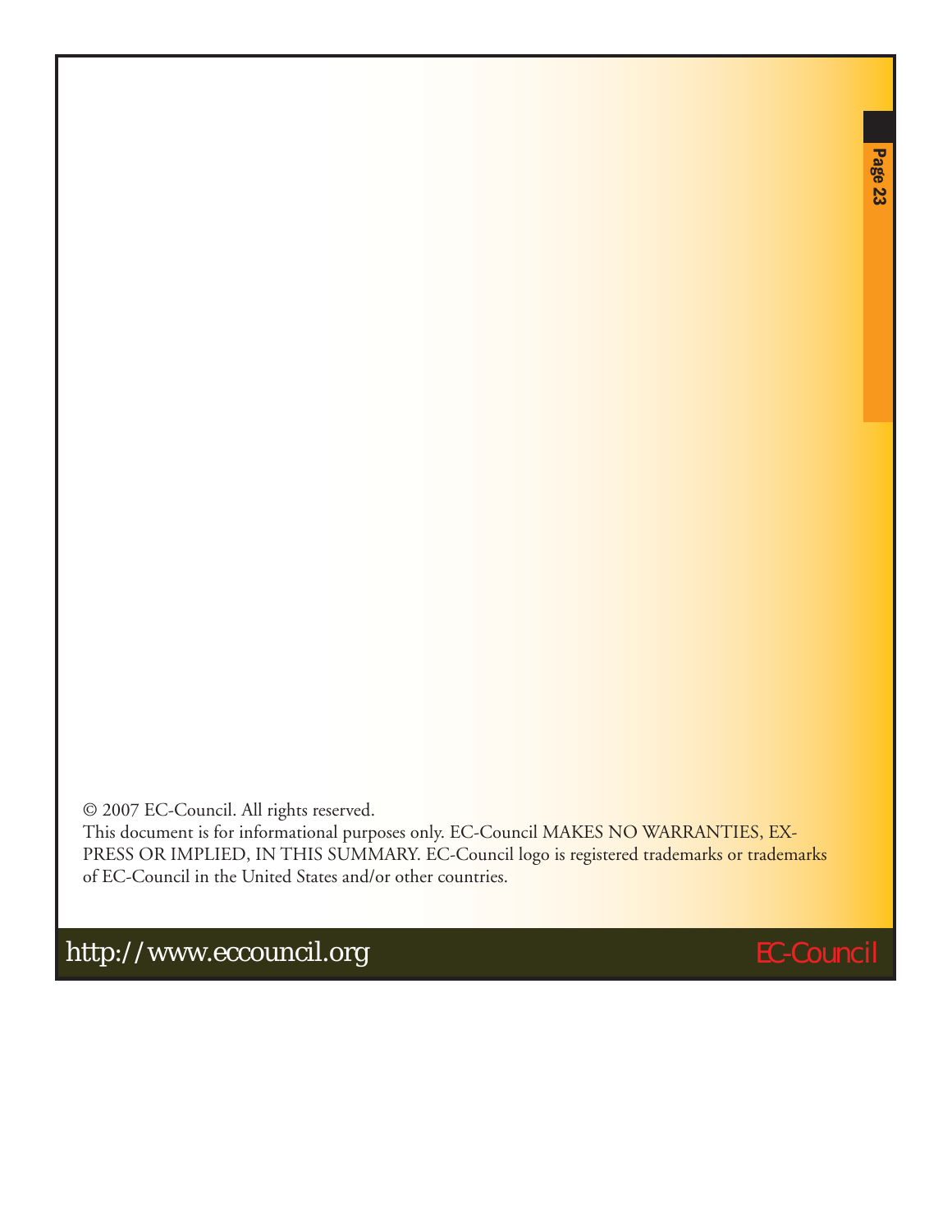© 2007 EC-Council. All rights reserved.
This document is for informational purposes only. EC-Council MAKES NO WARRANTIES, EXPRESS OR IMPLIED, IN THIS SUMMARY. EC-Council logo is registered trademarks or trademarks of EC-Council in the United States and/or other countries.